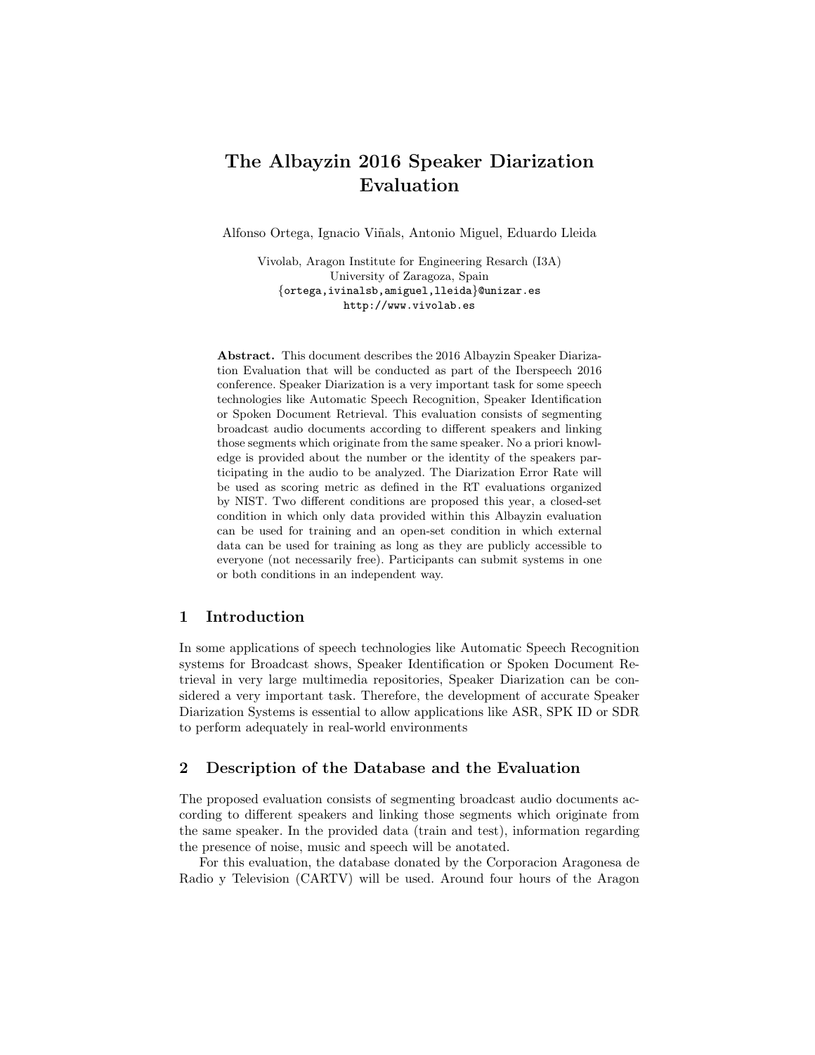# The Albayzin 2016 Speaker Diarization Evaluation

Alfonso Ortega, Ignacio Viñals, Antonio Miguel, Eduardo Lleida

Vivolab, Aragon Institute for Engineering Resarch (I3A)
University of Zaragoza, Spain
{ortega,ivinalsb,amiguel,lleida}@unizar.es
http://www.vivolab.es

**Abstract.** This document describes the 2016 Albayzin Speaker Diarization Evaluation that will be conducted as part of the Iberspeech 2016 conference. Speaker Diarization is a very important task for some speech technologies like Automatic Speech Recognition, Speaker Identification or Spoken Document Retrieval. This evaluation consists of segmenting broadcast audio documents according to different speakers and linking those segments which originate from the same speaker. No a priori knowledge is provided about the number or the identity of the speakers participating in the audio to be analyzed. The Diarization Error Rate will be used as scoring metric as defined in the RT evaluations organized by NIST. Two different conditions are proposed this year, a closed-set condition in which only data provided within this Albayzin evaluation can be used for training and an open-set condition in which external data can be used for training as long as they are publicly accessible to everyone (not necessarily free). Participants can submit systems in one or both conditions in an independent way.

## 1 Introduction

In some applications of speech technologies like Automatic Speech Recognition systems for Broadcast shows, Speaker Identification or Spoken Document Retrieval in very large multimedia repositories, Speaker Diarization can be considered a very important task. Therefore, the development of accurate Speaker Diarization Systems is essential to allow applications like ASR, SPK ID or SDR to perform adequately in real-world environments

## 2 Description of the Database and the Evaluation

The proposed evaluation consists of segmenting broadcast audio documents according to different speakers and linking those segments which originate from the same speaker. In the provided data (train and test), information regarding the presence of noise, music and speech will be anotated.

For this evaluation, the database donated by the Corporacion Aragonesa de Radio y Television (CARTV) will be used. Around four hours of the Aragon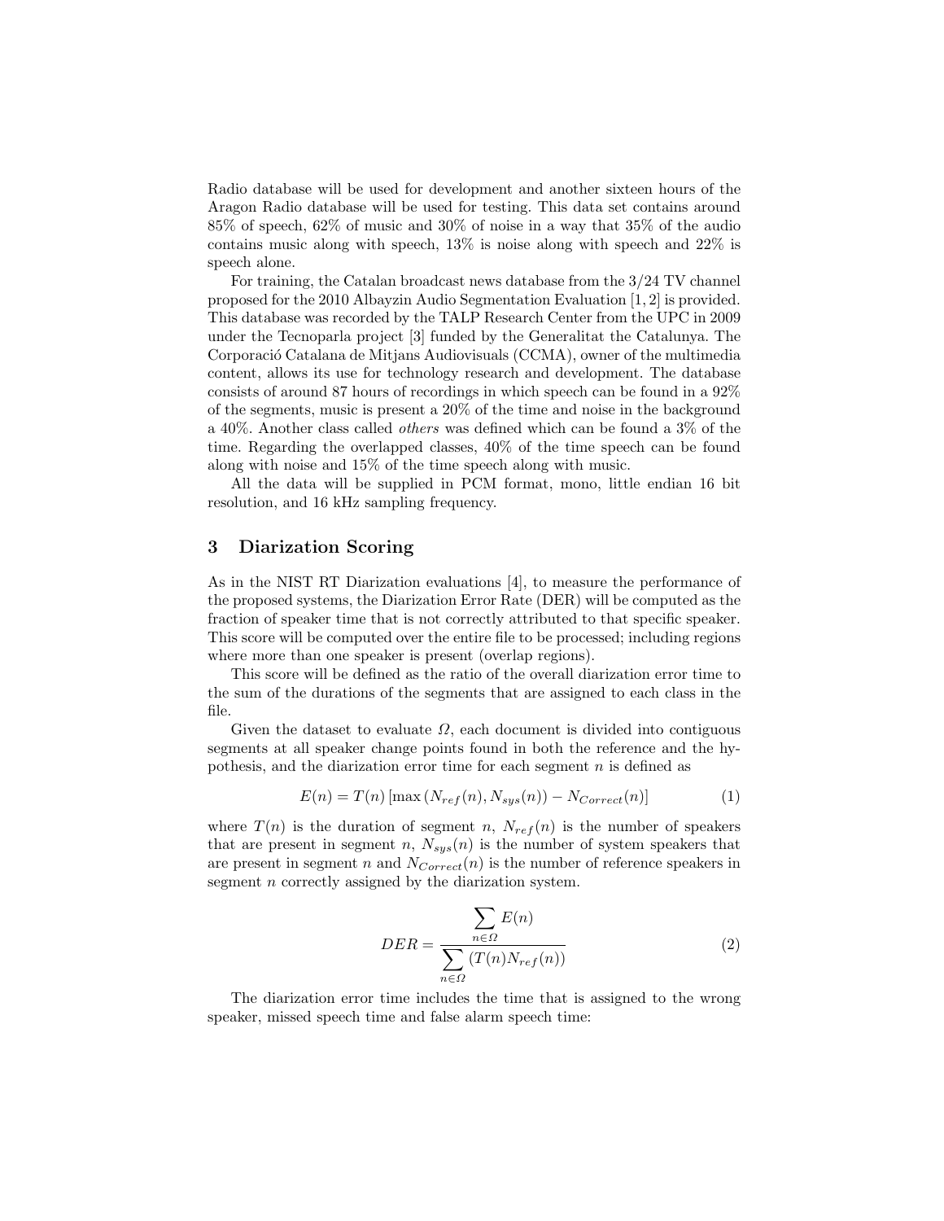Radio database will be used for development and another sixteen hours of the Aragon Radio database will be used for testing. This data set contains around 85% of speech, 62% of music and 30% of noise in a way that 35% of the audio contains music along with speech, 13% is noise along with speech and 22% is speech alone.

For training, the Catalan broadcast news database from the 3/24 TV channel proposed for the 2010 Albayzin Audio Segmentation Evaluation [1, 2] is provided. This database was recorded by the TALP Research Center from the UPC in 2009 under the Tecnoparla project [3] funded by the Generalitat the Catalunya. The Corporació Catalana de Mitjans Audiovisuals (CCMA), owner of the multimedia content, allows its use for technology research and development. The database consists of around 87 hours of recordings in which speech can be found in a 92% of the segments, music is present a 20% of the time and noise in the background a 40%. Another class called *others* was defined which can be found a 3% of the time. Regarding the overlapped classes, 40% of the time speech can be found along with noise and 15% of the time speech along with music.

All the data will be supplied in PCM format, mono, little endian 16 bit resolution, and 16 kHz sampling frequency.

## 3 Diarization Scoring

As in the NIST RT Diarization evaluations [4], to measure the performance of the proposed systems, the Diarization Error Rate (DER) will be computed as the fraction of speaker time that is not correctly attributed to that specific speaker. This score will be computed over the entire file to be processed; including regions where more than one speaker is present (overlap regions).

This score will be defined as the ratio of the overall diarization error time to the sum of the durations of the segments that are assigned to each class in the file.

Given the dataset to evaluate $\Omega$, each document is divided into contiguous segments at all speaker change points found in both the reference and the hypothesis, and the diarization error time for each segment $n$ is defined as

$$E(n) = T(n)\left[\max\left(N_{ref}(n), N_{sys}(n)\right) - N_{Correct}(n)\right] \tag{1}$$

where $T(n)$ is the duration of segment $n$, $N_{ref}(n)$ is the number of speakers that are present in segment $n$, $N_{sys}(n)$ is the number of system speakers that are present in segment $n$ and $N_{Correct}(n)$ is the number of reference speakers in segment $n$ correctly assigned by the diarization system.

$$DER = \frac{\sum\limits_{n \in \Omega} E(n)}{\sum\limits_{n \in \Omega} \left(T(n) N_{ref}(n)\right)} \tag{2}$$

The diarization error time includes the time that is assigned to the wrong speaker, missed speech time and false alarm speech time: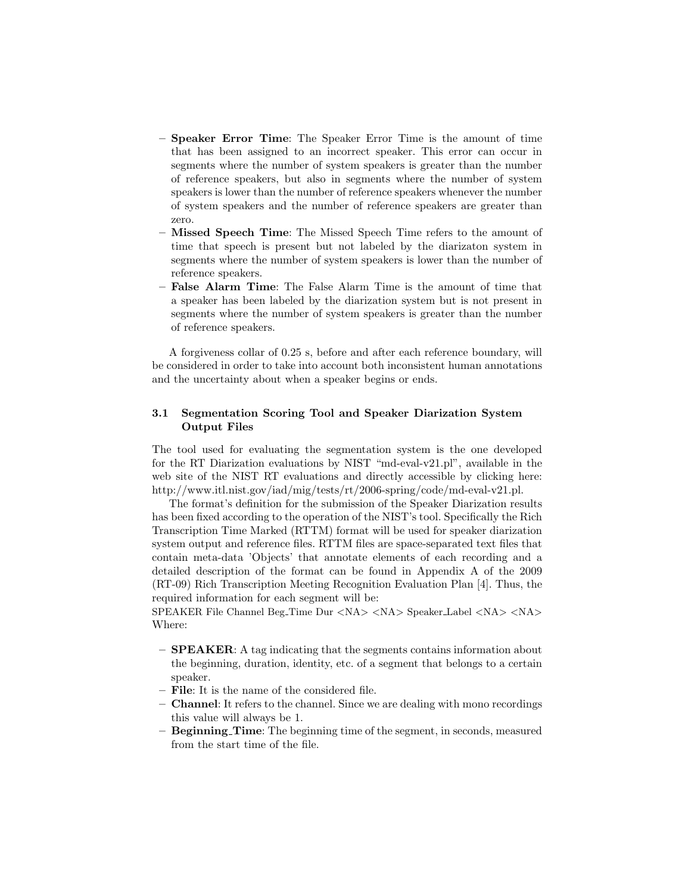- **Speaker Error Time**: The Speaker Error Time is the amount of time that has been assigned to an incorrect speaker. This error can occur in segments where the number of system speakers is greater than the number of reference speakers, but also in segments where the number of system speakers is lower than the number of reference speakers whenever the number of system speakers and the number of reference speakers are greater than zero.
- **Missed Speech Time**: The Missed Speech Time refers to the amount of time that speech is present but not labeled by the diarizaton system in segments where the number of system speakers is lower than the number of reference speakers.
- **False Alarm Time**: The False Alarm Time is the amount of time that a speaker has been labeled by the diarization system but is not present in segments where the number of system speakers is greater than the number of reference speakers.

A forgiveness collar of 0.25 s, before and after each reference boundary, will be considered in order to take into account both inconsistent human annotations and the uncertainty about when a speaker begins or ends.

### 3.1 Segmentation Scoring Tool and Speaker Diarization System Output Files

The tool used for evaluating the segmentation system is the one developed for the RT Diarization evaluations by NIST "md-eval-v21.pl", available in the web site of the NIST RT evaluations and directly accessible by clicking here: http://www.itl.nist.gov/iad/mig/tests/rt/2006-spring/code/md-eval-v21.pl.

The format's definition for the submission of the Speaker Diarization results has been fixed according to the operation of the NIST's tool. Specifically the Rich Transcription Time Marked (RTTM) format will be used for speaker diarization system output and reference files. RTTM files are space-separated text files that contain meta-data 'Objects' that annotate elements of each recording and a detailed description of the format can be found in Appendix A of the 2009 (RT-09) Rich Transcription Meeting Recognition Evaluation Plan [4]. Thus, the required information for each segment will be:

SPEAKER File Channel Beg_Time Dur <NA> <NA> Speaker_Label <NA> <NA>
Where:

- **SPEAKER**: A tag indicating that the segments contains information about the beginning, duration, identity, etc. of a segment that belongs to a certain speaker.
- **File**: It is the name of the considered file.
- **Channel**: It refers to the channel. Since we are dealing with mono recordings this value will always be 1.
- **Beginning_Time**: The beginning time of the segment, in seconds, measured from the start time of the file.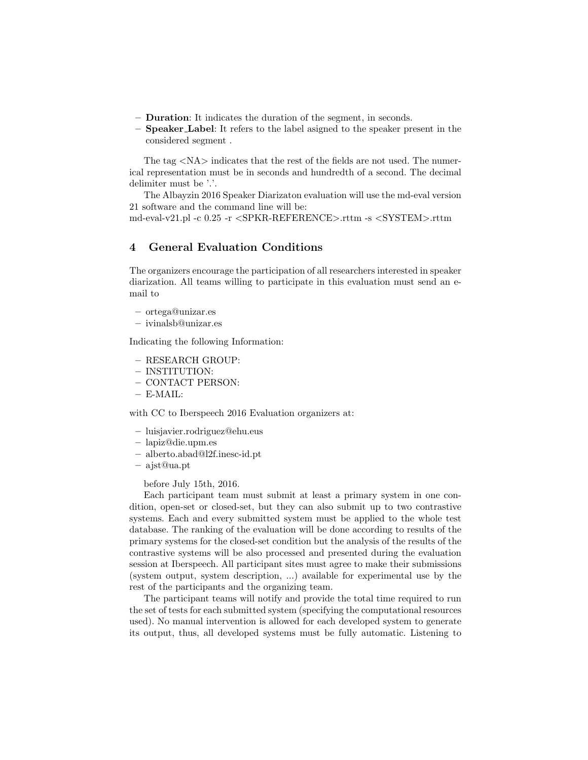- **Duration**: It indicates the duration of the segment, in seconds.
- **Speaker_Label**: It refers to the label asigned to the speaker present in the considered segment .

The tag <NA> indicates that the rest of the fields are not used. The numerical representation must be in seconds and hundredth of a second. The decimal delimiter must be '.'.

The Albayzin 2016 Speaker Diarizaton evaluation will use the md-eval version 21 software and the command line will be:
md-eval-v21.pl -c 0.25 -r <SPKR-REFERENCE>.rttm -s <SYSTEM>.rttm

## 4 General Evaluation Conditions

The organizers encourage the participation of all researchers interested in speaker diarization. All teams willing to participate in this evaluation must send an e-mail to

- ortega@unizar.es
- ivinalsb@unizar.es

Indicating the following Information:

- RESEARCH GROUP:
- INSTITUTION:
- CONTACT PERSON:
- E-MAIL:

with CC to Iberspeech 2016 Evaluation organizers at:

- luisjavier.rodriguez@ehu.eus
- lapiz@die.upm.es
- alberto.abad@l2f.inesc-id.pt
- ajst@ua.pt

before July 15th, 2016.

Each participant team must submit at least a primary system in one condition, open-set or closed-set, but they can also submit up to two contrastive systems. Each and every submitted system must be applied to the whole test database. The ranking of the evaluation will be done according to results of the primary systems for the closed-set condition but the analysis of the results of the contrastive systems will be also processed and presented during the evaluation session at Iberspeech. All participant sites must agree to make their submissions (system output, system description, ...) available for experimental use by the rest of the participants and the organizing team.

The participant teams will notify and provide the total time required to run the set of tests for each submitted system (specifying the computational resources used). No manual intervention is allowed for each developed system to generate its output, thus, all developed systems must be fully automatic. Listening to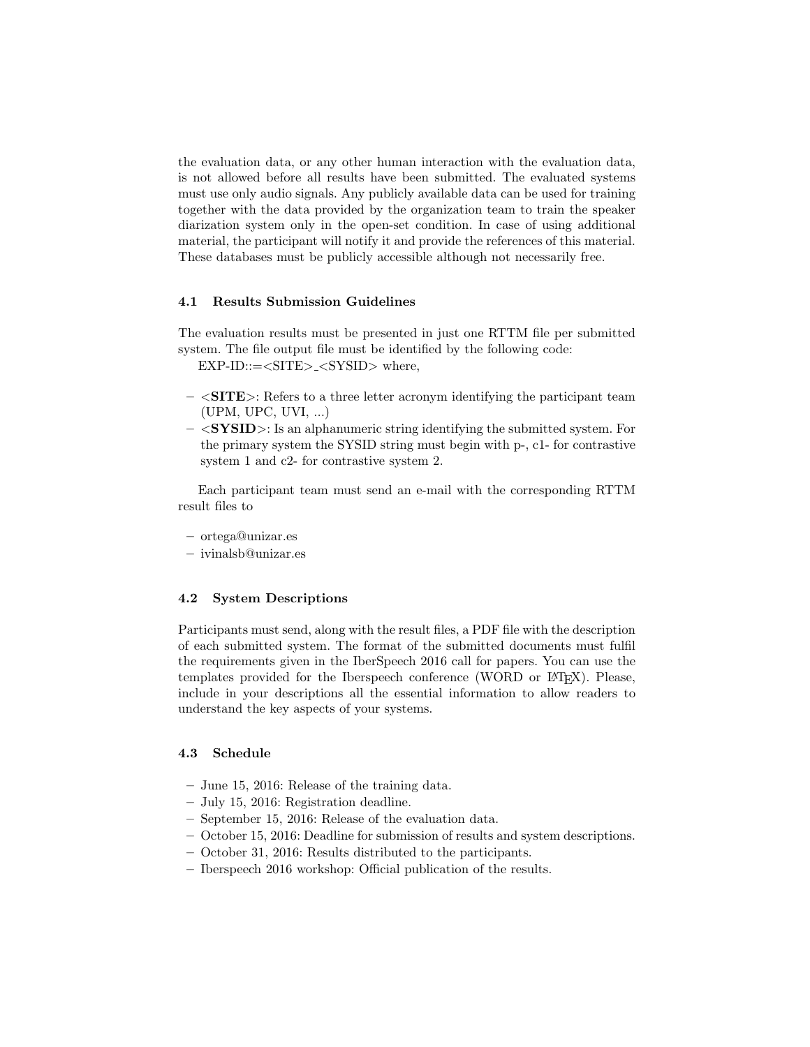the evaluation data, or any other human interaction with the evaluation data, is not allowed before all results have been submitted. The evaluated systems must use only audio signals. Any publicly available data can be used for training together with the data provided by the organization team to train the speaker diarization system only in the open-set condition. In case of using additional material, the participant will notify it and provide the references of this material. These databases must be publicly accessible although not necessarily free.

### 4.1 Results Submission Guidelines

The evaluation results must be presented in just one RTTM file per submitted system. The file output file must be identified by the following code:

EXP-ID::=<SITE>_<SYSID> where,

- <**SITE**>: Refers to a three letter acronym identifying the participant team (UPM, UPC, UVI, ...)
- <**SYSID**>: Is an alphanumeric string identifying the submitted system. For the primary system the SYSID string must begin with p-, c1- for contrastive system 1 and c2- for contrastive system 2.

Each participant team must send an e-mail with the corresponding RTTM result files to

- ortega@unizar.es
- ivinalsb@unizar.es

### 4.2 System Descriptions

Participants must send, along with the result files, a PDF file with the description of each submitted system. The format of the submitted documents must fulfil the requirements given in the IberSpeech 2016 call for papers. You can use the templates provided for the Iberspeech conference (WORD or LaTeX). Please, include in your descriptions all the essential information to allow readers to understand the key aspects of your systems.

### 4.3 Schedule

- June 15, 2016: Release of the training data.
- July 15, 2016: Registration deadline.
- September 15, 2016: Release of the evaluation data.
- October 15, 2016: Deadline for submission of results and system descriptions.
- October 31, 2016: Results distributed to the participants.
- Iberspeech 2016 workshop: Official publication of the results.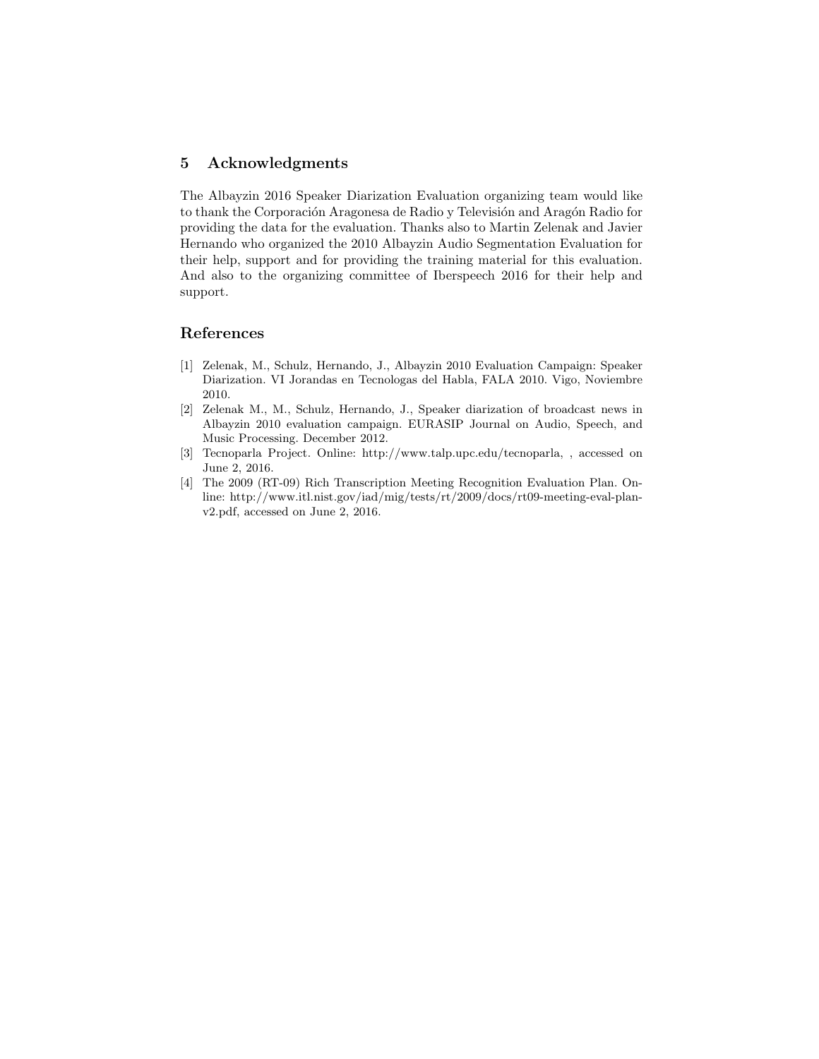## 5 Acknowledgments

The Albayzin 2016 Speaker Diarization Evaluation organizing team would like to thank the Corporación Aragonesa de Radio y Televisión and Aragón Radio for providing the data for the evaluation. Thanks also to Martin Zelenak and Javier Hernando who organized the 2010 Albayzin Audio Segmentation Evaluation for their help, support and for providing the training material for this evaluation. And also to the organizing committee of Iberspeech 2016 for their help and support.

## References

[1] Zelenak, M., Schulz, Hernando, J., Albayzin 2010 Evaluation Campaign: Speaker Diarization. VI Jorandas en Tecnologas del Habla, FALA 2010. Vigo, Noviembre 2010.

[2] Zelenak M., M., Schulz, Hernando, J., Speaker diarization of broadcast news in Albayzin 2010 evaluation campaign. EURASIP Journal on Audio, Speech, and Music Processing. December 2012.

[3] Tecnoparla Project. Online: http://www.talp.upc.edu/tecnoparla, , accessed on June 2, 2016.

[4] The 2009 (RT-09) Rich Transcription Meeting Recognition Evaluation Plan. Online: http://www.itl.nist.gov/iad/mig/tests/rt/2009/docs/rt09-meeting-eval-plan-v2.pdf, accessed on June 2, 2016.